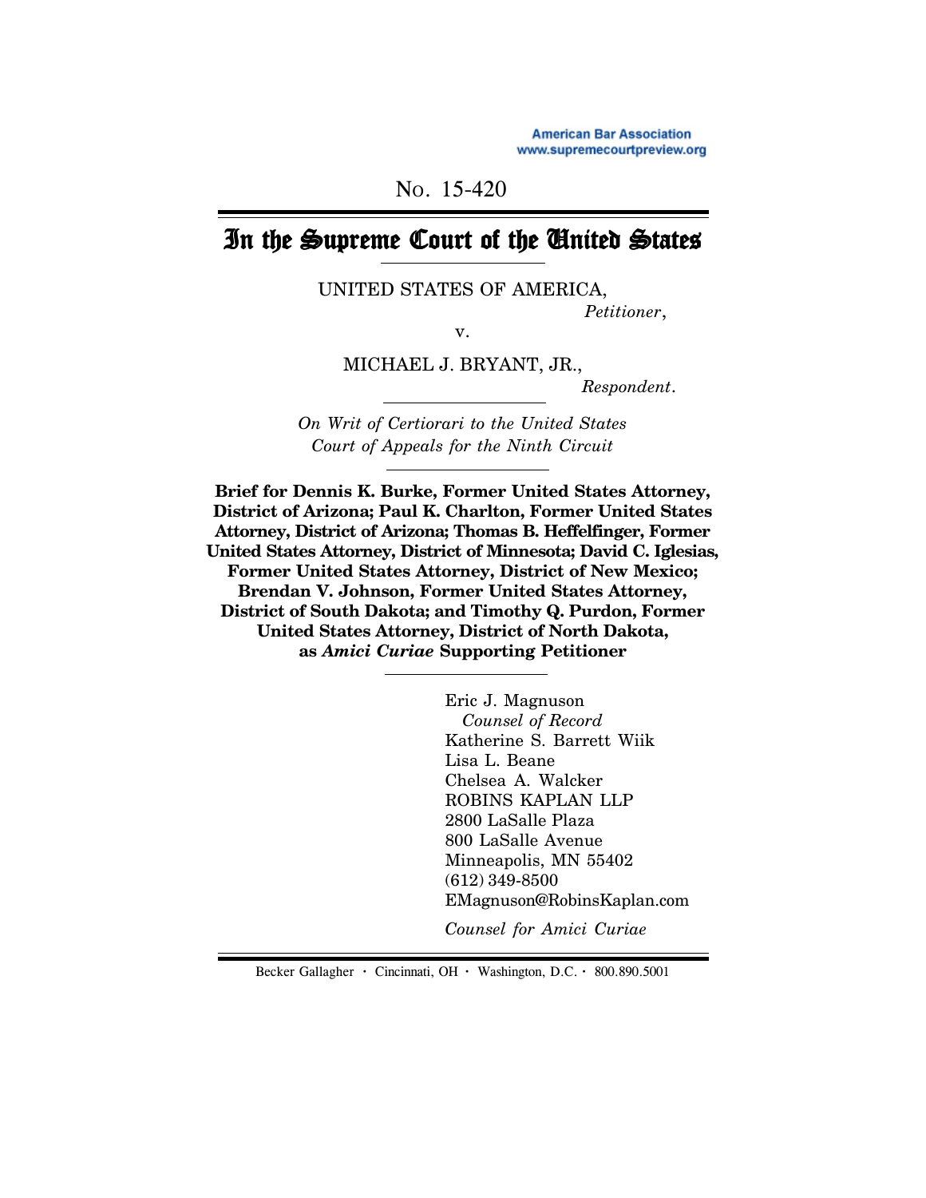American Bar Association
www.supremecourtpreview.org

No. 15-420

# In the Supreme Court of the United States

UNITED STATES OF AMERICA,
*Petitioner*,

v.

MICHAEL J. BRYANT, JR.,
*Respondent*.

*On Writ of Certiorari to the United States Court of Appeals for the Ninth Circuit*

**Brief for Dennis K. Burke, Former United States Attorney, District of Arizona; Paul K. Charlton, Former United States Attorney, District of Arizona; Thomas B. Heffelfinger, Former United States Attorney, District of Minnesota; David C. Iglesias, Former United States Attorney, District of New Mexico; Brendan V. Johnson, Former United States Attorney, District of South Dakota; and Timothy Q. Purdon, Former United States Attorney, District of North Dakota, as *Amici Curiae* Supporting Petitioner**

Eric J. Magnuson
*Counsel of Record*
Katherine S. Barrett Wiik
Lisa L. Beane
Chelsea A. Walcker
ROBINS KAPLAN LLP
2800 LaSalle Plaza
800 LaSalle Avenue
Minneapolis, MN 55402
(612) 349-8500
EMagnuson@RobinsKaplan.com

*Counsel for Amici Curiae*

Becker Gallagher · Cincinnati, OH · Washington, D.C. · 800.890.5001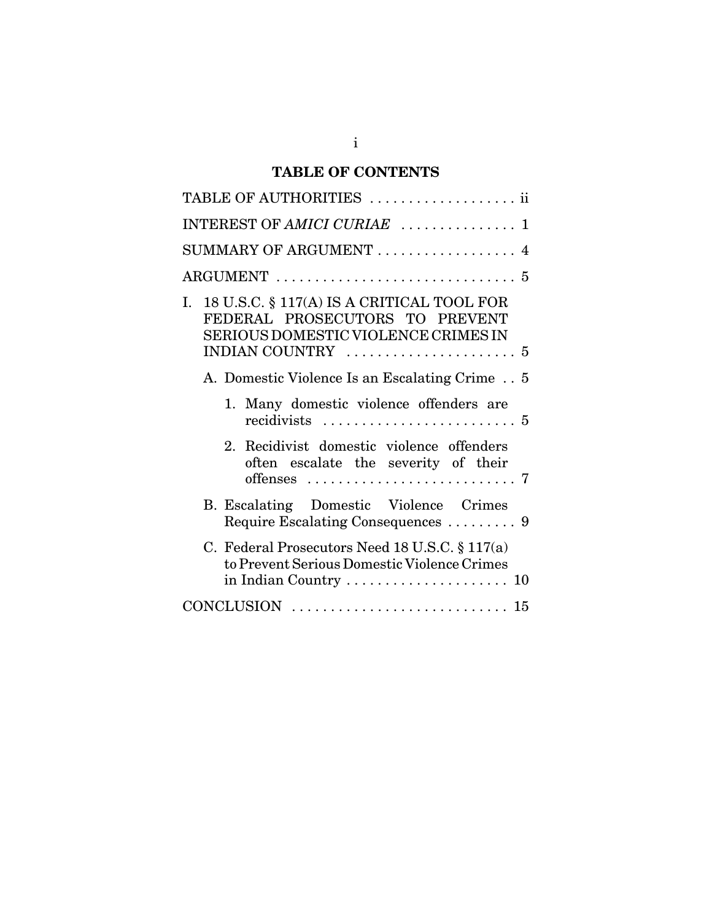## TABLE OF CONTENTS

TABLE OF AUTHORITIES . . . . . . . . . . . . . . . . . . . ii

INTEREST OF *AMICI CURIAE* . . . . . . . . . . . . . . . 1

SUMMARY OF ARGUMENT . . . . . . . . . . . . . . . . . . 4

ARGUMENT . . . . . . . . . . . . . . . . . . . . . . . . . . . . . . . 5

I. 18 U.S.C. § 117(A) IS A CRITICAL TOOL FOR FEDERAL PROSECUTORS TO PREVENT SERIOUS DOMESTIC VIOLENCE CRIMES IN INDIAN COUNTRY . . . . . . . . . . . . . . . . . . . . . . 5

   A. Domestic Violence Is an Escalating Crime . . 5

      1. Many domestic violence offenders are recidivists . . . . . . . . . . . . . . . . . . . . . . . . . 5

      2. Recidivist domestic violence offenders often escalate the severity of their offenses . . . . . . . . . . . . . . . . . . . . . . . . . . . 7

   B. Escalating Domestic Violence Crimes Require Escalating Consequences . . . . . . . . . 9

   C. Federal Prosecutors Need 18 U.S.C. § 117(a) to Prevent Serious Domestic Violence Crimes in Indian Country . . . . . . . . . . . . . . . . . . . . . 10

CONCLUSION . . . . . . . . . . . . . . . . . . . . . . . . . . . . 15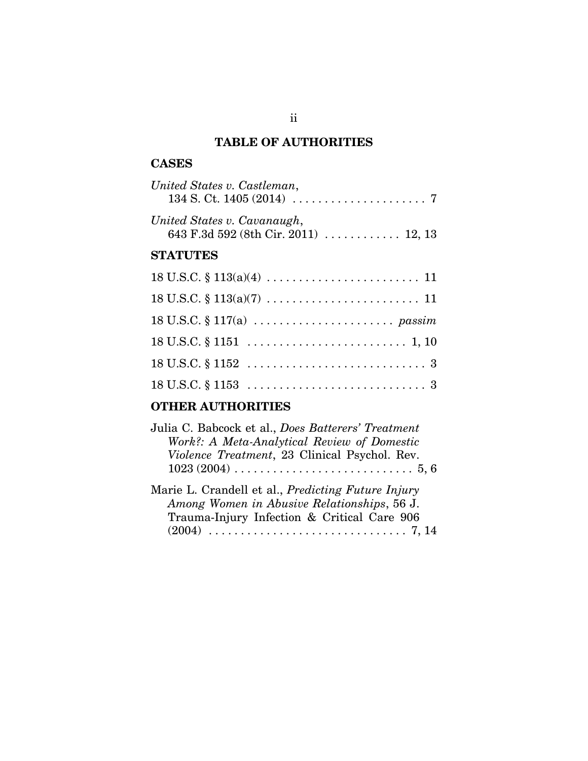# TABLE OF AUTHORITIES

## CASES

*United States v. Castleman*, 134 S. Ct. 1405 (2014) . . . . . . . . . . . . . . . . . . . . . 7

*United States v. Cavanaugh*, 643 F.3d 592 (8th Cir. 2011) . . . . . . . . . . . . 12, 13

## STATUTES

18 U.S.C. § 113(a)(4) . . . . . . . . . . . . . . . . . . . . . . . . 11

18 U.S.C. § 113(a)(7) . . . . . . . . . . . . . . . . . . . . . . . . 11

18 U.S.C. § 117(a) . . . . . . . . . . . . . . . . . . . . . . *passim*

18 U.S.C. § 1151 . . . . . . . . . . . . . . . . . . . . . . . . . 1, 10

18 U.S.C. § 1152 . . . . . . . . . . . . . . . . . . . . . . . . . . . . 3

18 U.S.C. § 1153 . . . . . . . . . . . . . . . . . . . . . . . . . . . . 3

## OTHER AUTHORITIES

Julia C. Babcock et al., *Does Batterers' Treatment Work?: A Meta-Analytical Review of Domestic Violence Treatment*, 23 Clinical Psychol. Rev. 1023 (2004) . . . . . . . . . . . . . . . . . . . . . . . . . . . 5, 6

Marie L. Crandell et al., *Predicting Future Injury Among Women in Abusive Relationships*, 56 J. Trauma-Injury Infection & Critical Care 906 (2004) . . . . . . . . . . . . . . . . . . . . . . . . . . . . . . 7, 14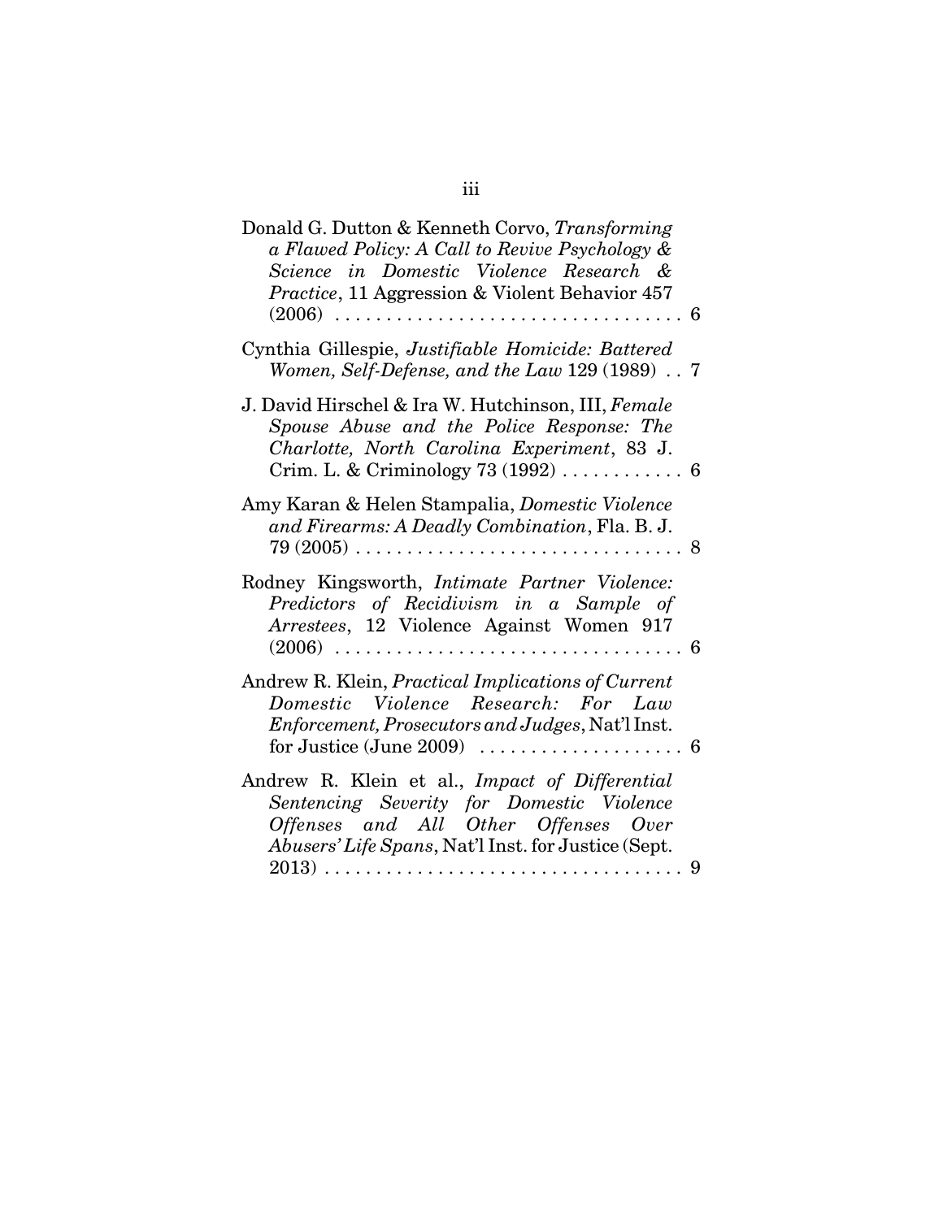Donald G. Dutton & Kenneth Corvo, *Transforming a Flawed Policy: A Call to Revive Psychology & Science in Domestic Violence Research & Practice*, 11 Aggression & Violent Behavior 457 (2006) . . . . . . . . . . . . . . . . . . . . . . . . . . . . . . . . . 6

Cynthia Gillespie, *Justifiable Homicide: Battered Women, Self-Defense, and the Law* 129 (1989) . . 7

J. David Hirschel & Ira W. Hutchinson, III, *Female Spouse Abuse and the Police Response: The Charlotte, North Carolina Experiment*, 83 J. Crim. L. & Criminology 73 (1992) . . . . . . . . . . . . 6

Amy Karan & Helen Stampalia, *Domestic Violence and Firearms: A Deadly Combination*, Fla. B. J. 79 (2005) . . . . . . . . . . . . . . . . . . . . . . . . . . . . . . . 8

Rodney Kingsworth, *Intimate Partner Violence: Predictors of Recidivism in a Sample of Arrestees*, 12 Violence Against Women 917 (2006) . . . . . . . . . . . . . . . . . . . . . . . . . . . . . . . . . 6

Andrew R. Klein, *Practical Implications of Current Domestic Violence Research: For Law Enforcement, Prosecutors and Judges*, Nat'l Inst. for Justice (June 2009) . . . . . . . . . . . . . . . . . . . . 6

Andrew R. Klein et al., *Impact of Differential Sentencing Severity for Domestic Violence Offenses and All Other Offenses Over Abusers' Life Spans*, Nat'l Inst. for Justice (Sept. 2013) . . . . . . . . . . . . . . . . . . . . . . . . . . . . . . . . . . 9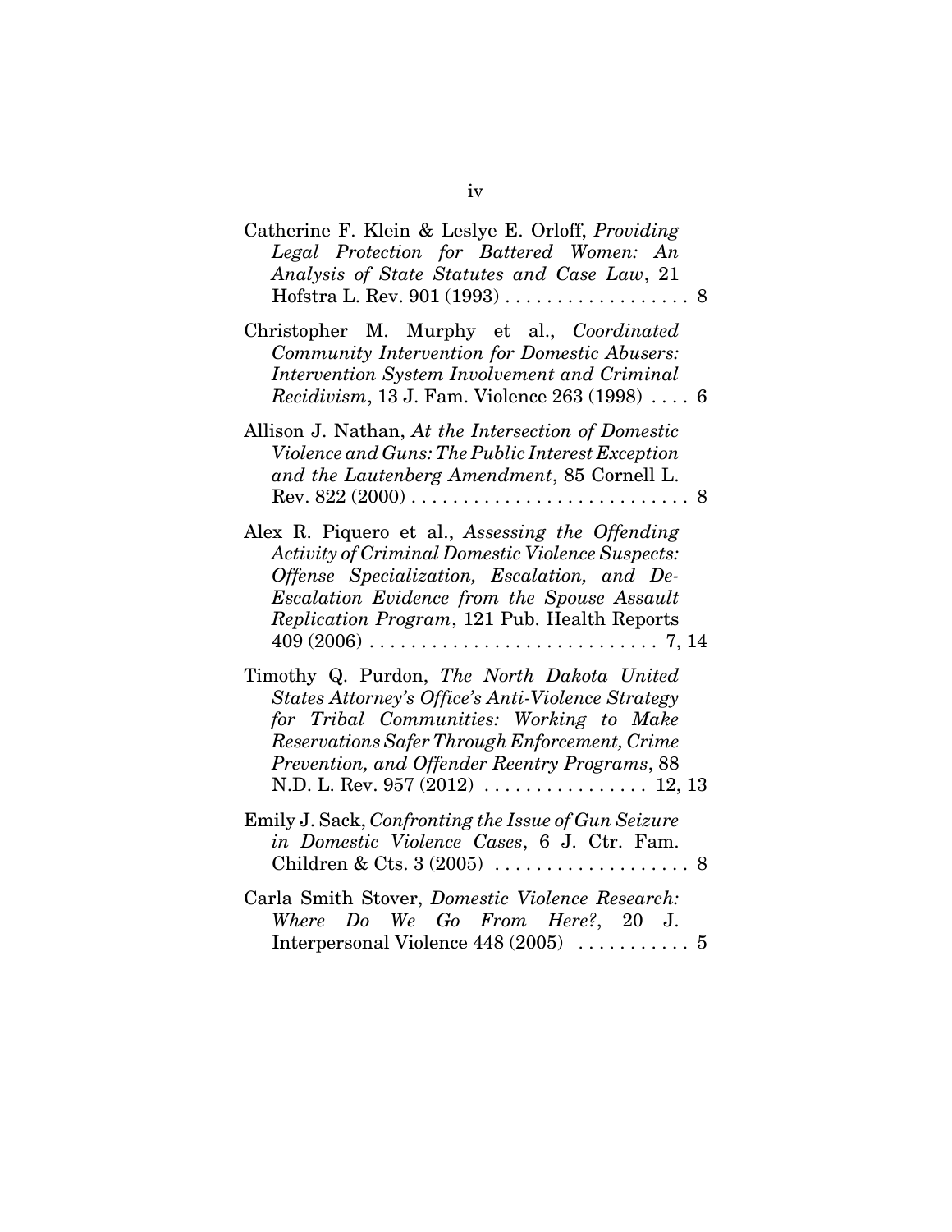Catherine F. Klein & Leslye E. Orloff, *Providing Legal Protection for Battered Women: An Analysis of State Statutes and Case Law*, 21 Hofstra L. Rev. 901 (1993) . . . . . . . . . . . . . . . . . . 8

Christopher M. Murphy et al., *Coordinated Community Intervention for Domestic Abusers: Intervention System Involvement and Criminal Recidivism*, 13 J. Fam. Violence 263 (1998) . . . . 6

Allison J. Nathan, *At the Intersection of Domestic Violence and Guns: The Public Interest Exception and the Lautenberg Amendment*, 85 Cornell L. Rev. 822 (2000) . . . . . . . . . . . . . . . . . . . . . . . . . . 8

Alex R. Piquero et al., *Assessing the Offending Activity of Criminal Domestic Violence Suspects: Offense Specialization, Escalation, and De-Escalation Evidence from the Spouse Assault Replication Program*, 121 Pub. Health Reports 409 (2006) . . . . . . . . . . . . . . . . . . . . . . . . . . . 7, 14

Timothy Q. Purdon, *The North Dakota United States Attorney's Office's Anti-Violence Strategy for Tribal Communities: Working to Make Reservations Safer Through Enforcement, Crime Prevention, and Offender Reentry Programs*, 88 N.D. L. Rev. 957 (2012) . . . . . . . . . . . . . . . . 12, 13

Emily J. Sack, *Confronting the Issue of Gun Seizure in Domestic Violence Cases*, 6 J. Ctr. Fam. Children & Cts. 3 (2005) . . . . . . . . . . . . . . . . . . 8

Carla Smith Stover, *Domestic Violence Research: Where Do We Go From Here?*, 20 J. Interpersonal Violence 448 (2005) . . . . . . . . . . 5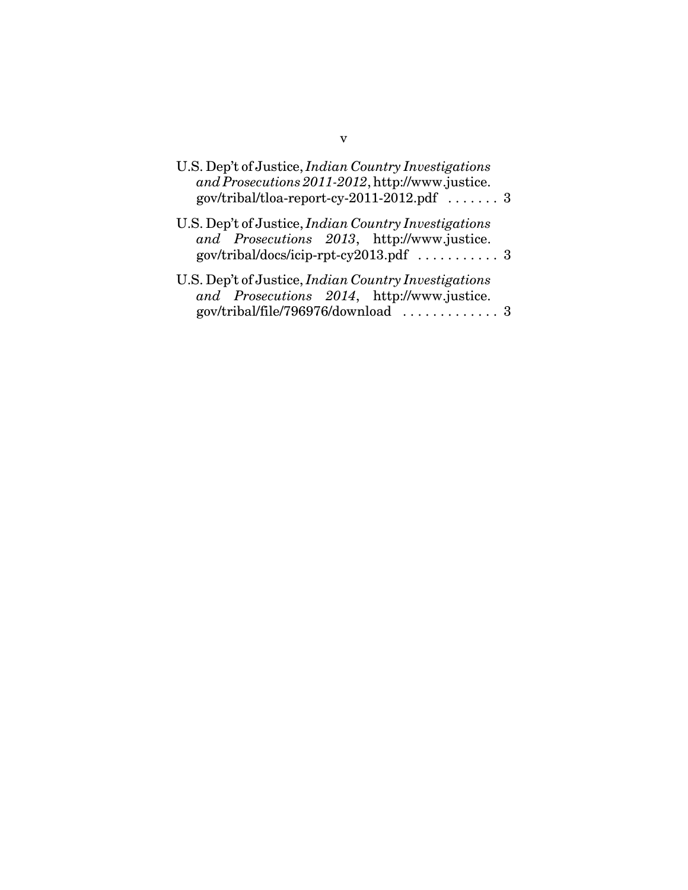U.S. Dep't of Justice, *Indian Country Investigations and Prosecutions 2011-2012*, http://www.justice.gov/tribal/tloa-report-cy-2011-2012.pdf . . . . . . . 3

U.S. Dep't of Justice, *Indian Country Investigations and Prosecutions 2013*, http://www.justice.gov/tribal/docs/icip-rpt-cy2013.pdf . . . . . . . . . . . 3

U.S. Dep't of Justice, *Indian Country Investigations and Prosecutions 2014*, http://www.justice.gov/tribal/file/796976/download . . . . . . . . . . . . . 3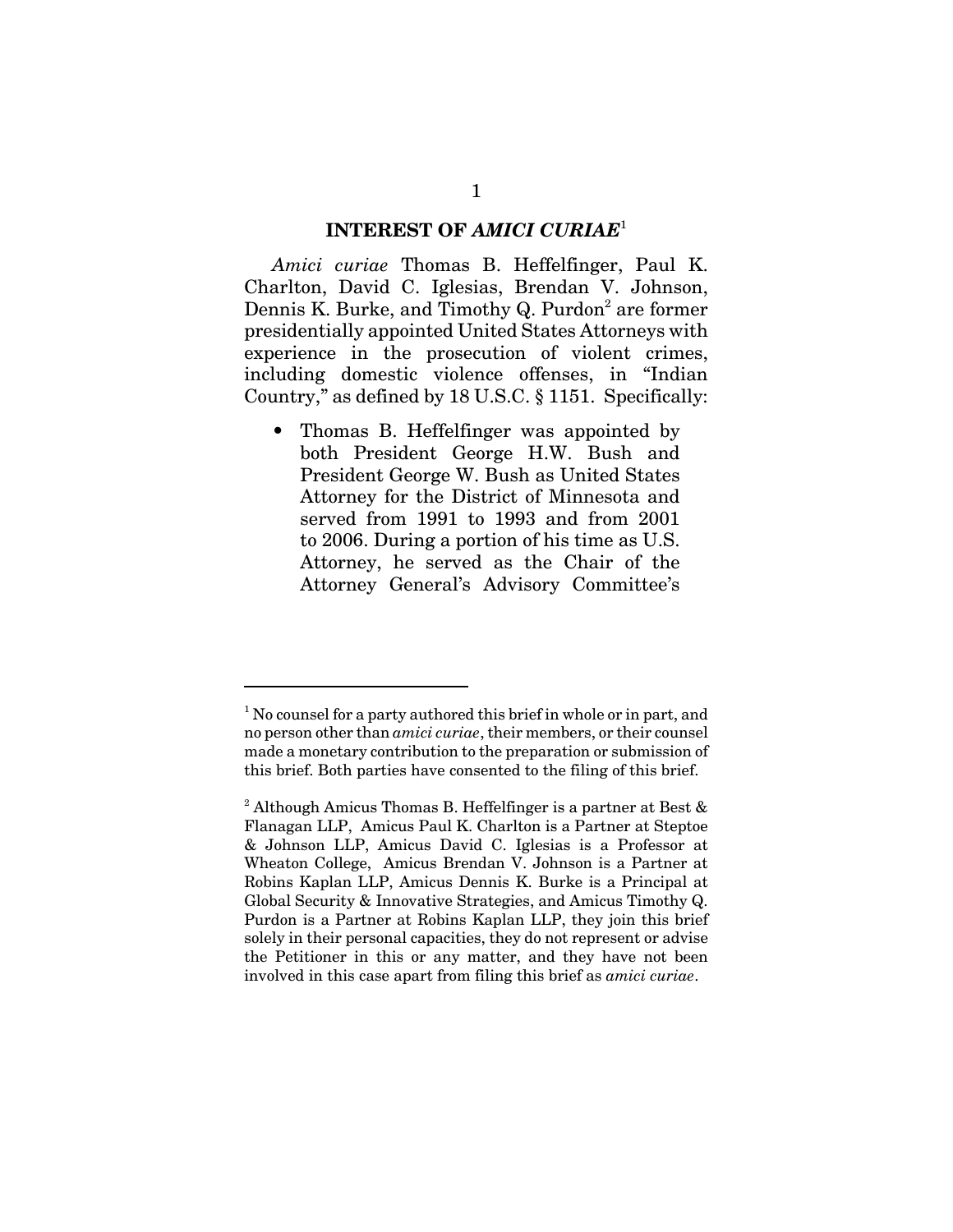## INTEREST OF *AMICI CURIAE*[1]

*Amici curiae* Thomas B. Heffelfinger, Paul K. Charlton, David C. Iglesias, Brendan V. Johnson, Dennis K. Burke, and Timothy Q. Purdon[2] are former presidentially appointed United States Attorneys with experience in the prosecution of violent crimes, including domestic violence offenses, in "Indian Country," as defined by 18 U.S.C. § 1151. Specifically:

- Thomas B. Heffelfinger was appointed by both President George H.W. Bush and President George W. Bush as United States Attorney for the District of Minnesota and served from 1991 to 1993 and from 2001 to 2006. During a portion of his time as U.S. Attorney, he served as the Chair of the Attorney General's Advisory Committee's

---

[1] No counsel for a party authored this brief in whole or in part, and no person other than *amici curiae*, their members, or their counsel made a monetary contribution to the preparation or submission of this brief. Both parties have consented to the filing of this brief.

[2] Although Amicus Thomas B. Heffelfinger is a partner at Best & Flanagan LLP, Amicus Paul K. Charlton is a Partner at Steptoe & Johnson LLP, Amicus David C. Iglesias is a Professor at Wheaton College, Amicus Brendan V. Johnson is a Partner at Robins Kaplan LLP, Amicus Dennis K. Burke is a Principal at Global Security & Innovative Strategies, and Amicus Timothy Q. Purdon is a Partner at Robins Kaplan LLP, they join this brief solely in their personal capacities, they do not represent or advise the Petitioner in this or any matter, and they have not been involved in this case apart from filing this brief as *amici curiae*.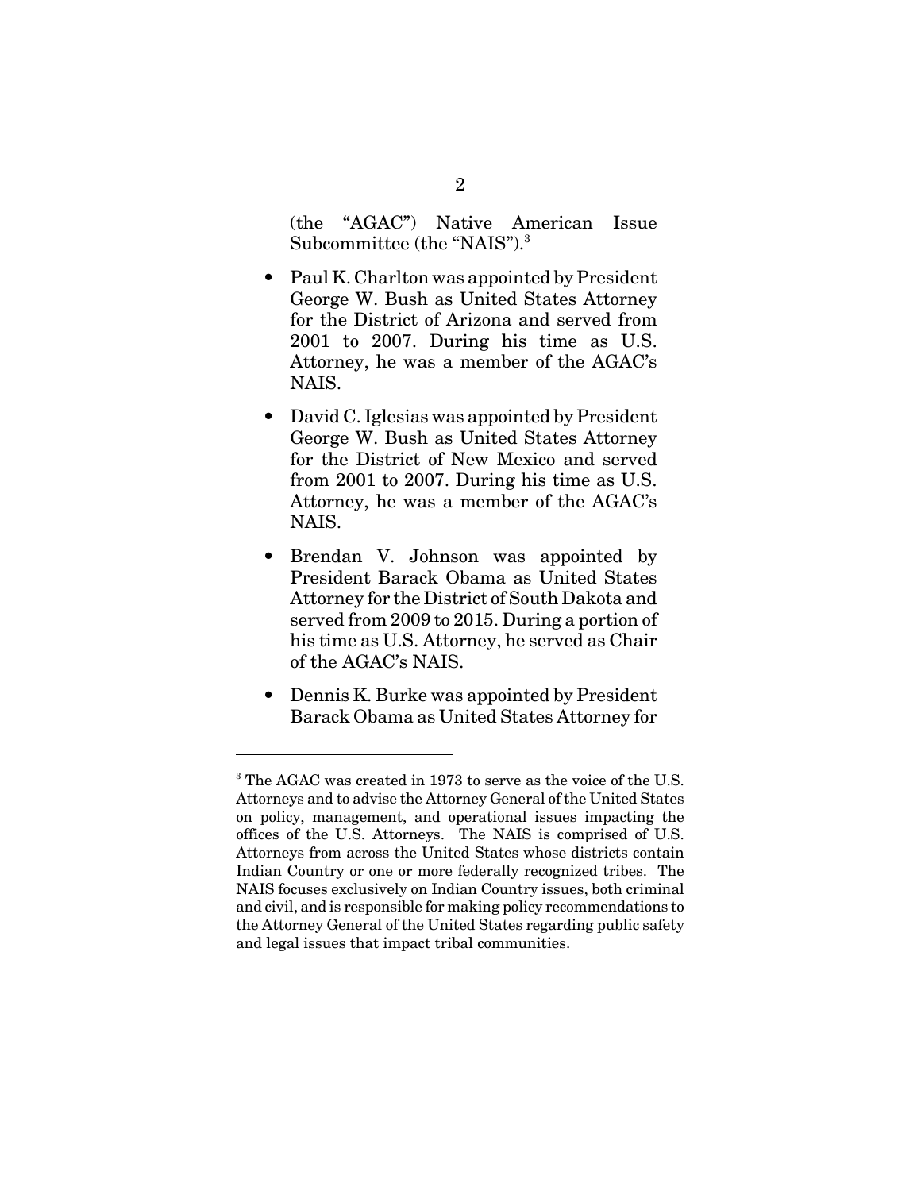(the "AGAC") Native American Issue Subcommittee (the "NAIS").[3]

- Paul K. Charlton was appointed by President George W. Bush as United States Attorney for the District of Arizona and served from 2001 to 2007. During his time as U.S. Attorney, he was a member of the AGAC's NAIS.

- David C. Iglesias was appointed by President George W. Bush as United States Attorney for the District of New Mexico and served from 2001 to 2007. During his time as U.S. Attorney, he was a member of the AGAC's NAIS.

- Brendan V. Johnson was appointed by President Barack Obama as United States Attorney for the District of South Dakota and served from 2009 to 2015. During a portion of his time as U.S. Attorney, he served as Chair of the AGAC's NAIS.

- Dennis K. Burke was appointed by President Barack Obama as United States Attorney for

---

[3] The AGAC was created in 1973 to serve as the voice of the U.S. Attorneys and to advise the Attorney General of the United States on policy, management, and operational issues impacting the offices of the U.S. Attorneys. The NAIS is comprised of U.S. Attorneys from across the United States whose districts contain Indian Country or one or more federally recognized tribes. The NAIS focuses exclusively on Indian Country issues, both criminal and civil, and is responsible for making policy recommendations to the Attorney General of the United States regarding public safety and legal issues that impact tribal communities.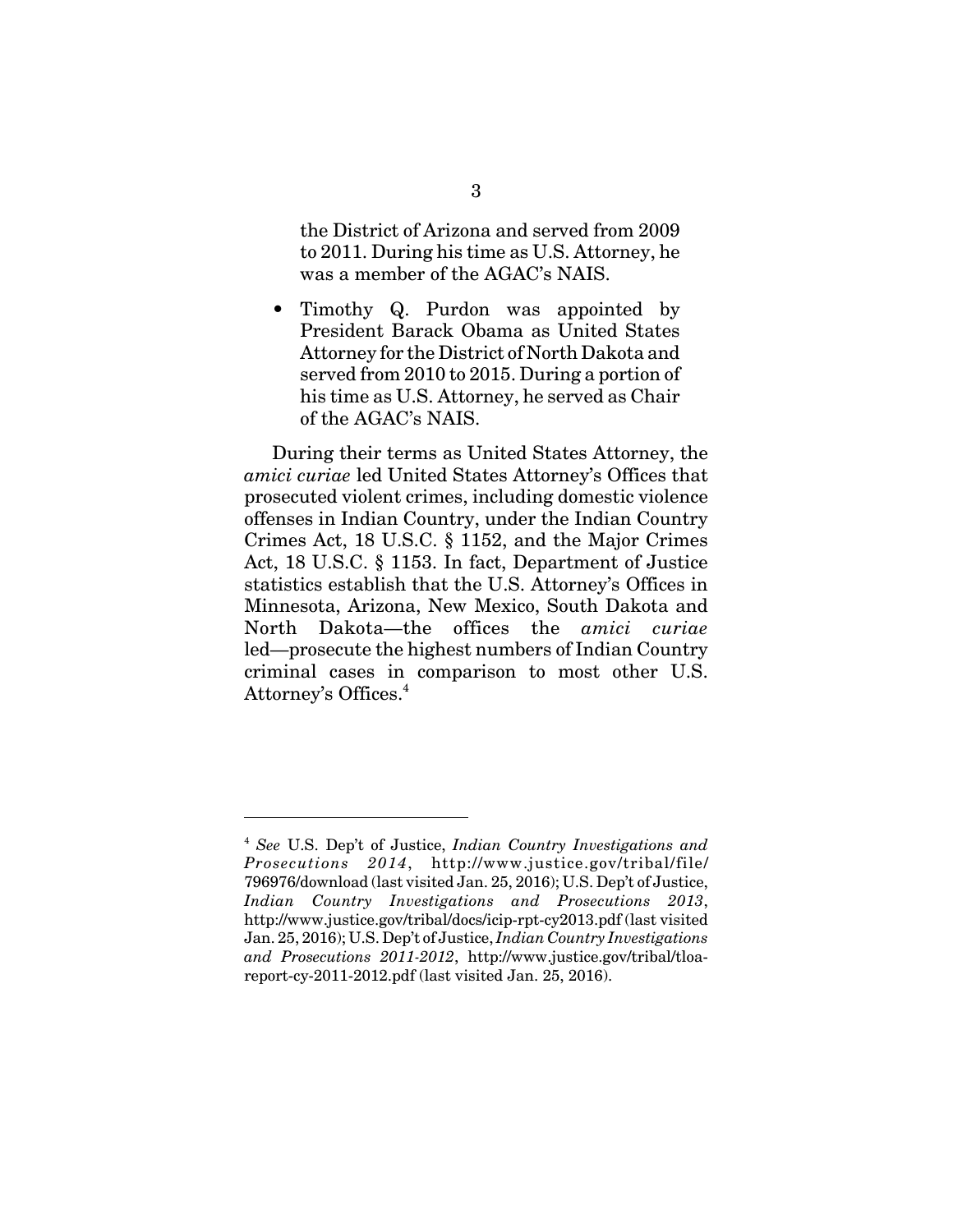the District of Arizona and served from 2009 to 2011. During his time as U.S. Attorney, he was a member of the AGAC's NAIS.

- Timothy Q. Purdon was appointed by President Barack Obama as United States Attorney for the District of North Dakota and served from 2010 to 2015. During a portion of his time as U.S. Attorney, he served as Chair of the AGAC's NAIS.

During their terms as United States Attorney, the *amici curiae* led United States Attorney's Offices that prosecuted violent crimes, including domestic violence offenses in Indian Country, under the Indian Country Crimes Act, 18 U.S.C. § 1152, and the Major Crimes Act, 18 U.S.C. § 1153. In fact, Department of Justice statistics establish that the U.S. Attorney's Offices in Minnesota, Arizona, New Mexico, South Dakota and North Dakota—the offices the *amici curiae* led—prosecute the highest numbers of Indian Country criminal cases in comparison to most other U.S. Attorney's Offices.[4]

---

[4] *See* U.S. Dep't of Justice, *Indian Country Investigations and Prosecutions 2014*, http://www.justice.gov/tribal/file/796976/download (last visited Jan. 25, 2016); U.S. Dep't of Justice, *Indian Country Investigations and Prosecutions 2013*, http://www.justice.gov/tribal/docs/icip-rpt-cy2013.pdf (last visited Jan. 25, 2016); U.S. Dep't of Justice, *Indian Country Investigations and Prosecutions 2011-2012*, http://www.justice.gov/tribal/tloa-report-cy-2011-2012.pdf (last visited Jan. 25, 2016).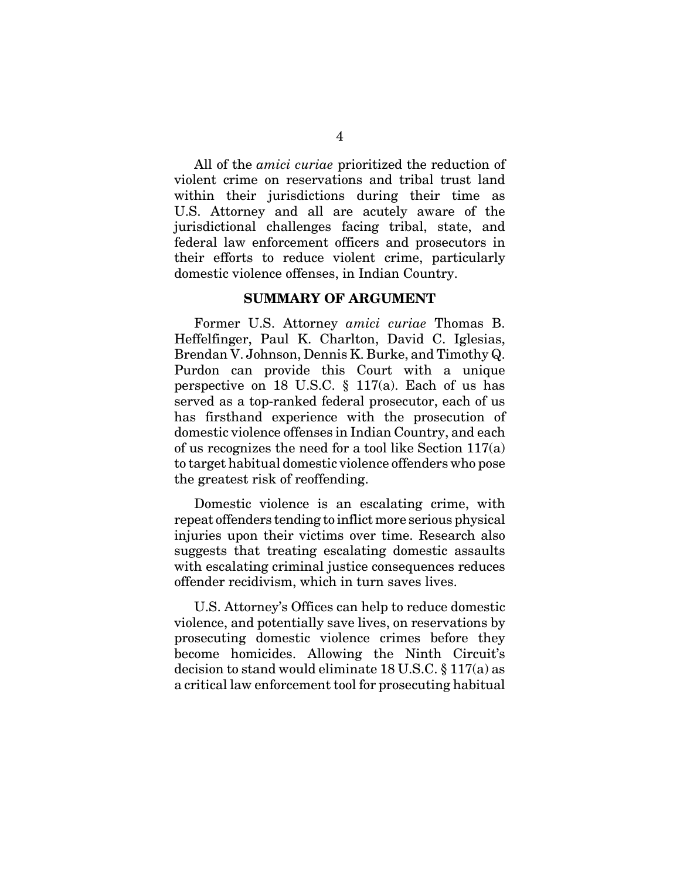All of the *amici curiae* prioritized the reduction of violent crime on reservations and tribal trust land within their jurisdictions during their time as U.S. Attorney and all are acutely aware of the jurisdictional challenges facing tribal, state, and federal law enforcement officers and prosecutors in their efforts to reduce violent crime, particularly domestic violence offenses, in Indian Country.

## SUMMARY OF ARGUMENT

Former U.S. Attorney *amici curiae* Thomas B. Heffelfinger, Paul K. Charlton, David C. Iglesias, Brendan V. Johnson, Dennis K. Burke, and Timothy Q. Purdon can provide this Court with a unique perspective on 18 U.S.C. § 117(a). Each of us has served as a top-ranked federal prosecutor, each of us has firsthand experience with the prosecution of domestic violence offenses in Indian Country, and each of us recognizes the need for a tool like Section 117(a) to target habitual domestic violence offenders who pose the greatest risk of reoffending.

Domestic violence is an escalating crime, with repeat offenders tending to inflict more serious physical injuries upon their victims over time. Research also suggests that treating escalating domestic assaults with escalating criminal justice consequences reduces offender recidivism, which in turn saves lives.

U.S. Attorney's Offices can help to reduce domestic violence, and potentially save lives, on reservations by prosecuting domestic violence crimes before they become homicides. Allowing the Ninth Circuit's decision to stand would eliminate 18 U.S.C. § 117(a) as a critical law enforcement tool for prosecuting habitual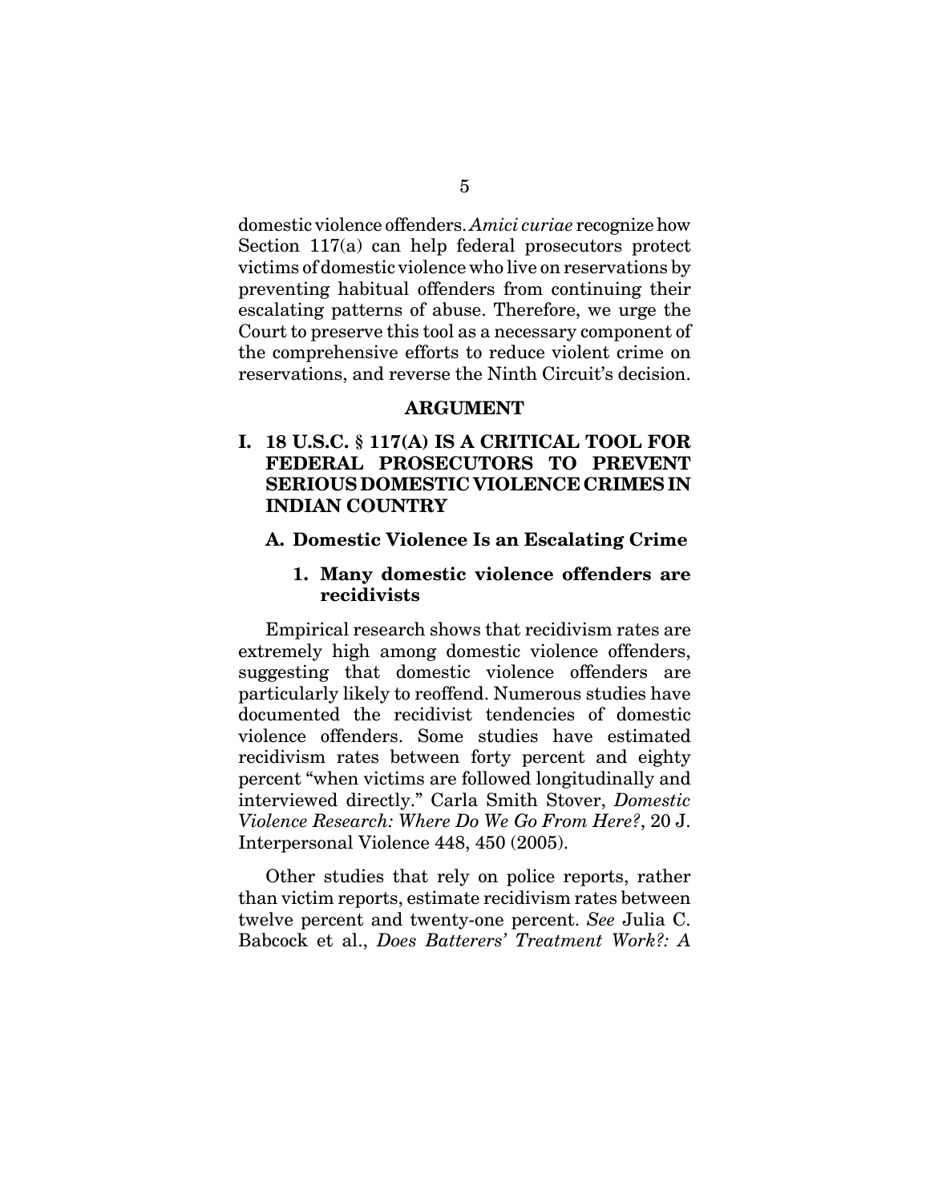domestic violence offenders. *Amici curiae* recognize how Section 117(a) can help federal prosecutors protect victims of domestic violence who live on reservations by preventing habitual offenders from continuing their escalating patterns of abuse. Therefore, we urge the Court to preserve this tool as a necessary component of the comprehensive efforts to reduce violent crime on reservations, and reverse the Ninth Circuit's decision.

## ARGUMENT

### I. 18 U.S.C. § 117(A) IS A CRITICAL TOOL FOR FEDERAL PROSECUTORS TO PREVENT SERIOUS DOMESTIC VIOLENCE CRIMES IN INDIAN COUNTRY

#### A. Domestic Violence Is an Escalating Crime

##### 1. Many domestic violence offenders are recidivists

Empirical research shows that recidivism rates are extremely high among domestic violence offenders, suggesting that domestic violence offenders are particularly likely to reoffend. Numerous studies have documented the recidivist tendencies of domestic violence offenders. Some studies have estimated recidivism rates between forty percent and eighty percent "when victims are followed longitudinally and interviewed directly." Carla Smith Stover, *Domestic Violence Research: Where Do We Go From Here?*, 20 J. Interpersonal Violence 448, 450 (2005).

Other studies that rely on police reports, rather than victim reports, estimate recidivism rates between twelve percent and twenty-one percent. *See* Julia C. Babcock et al., *Does Batterers' Treatment Work?: A*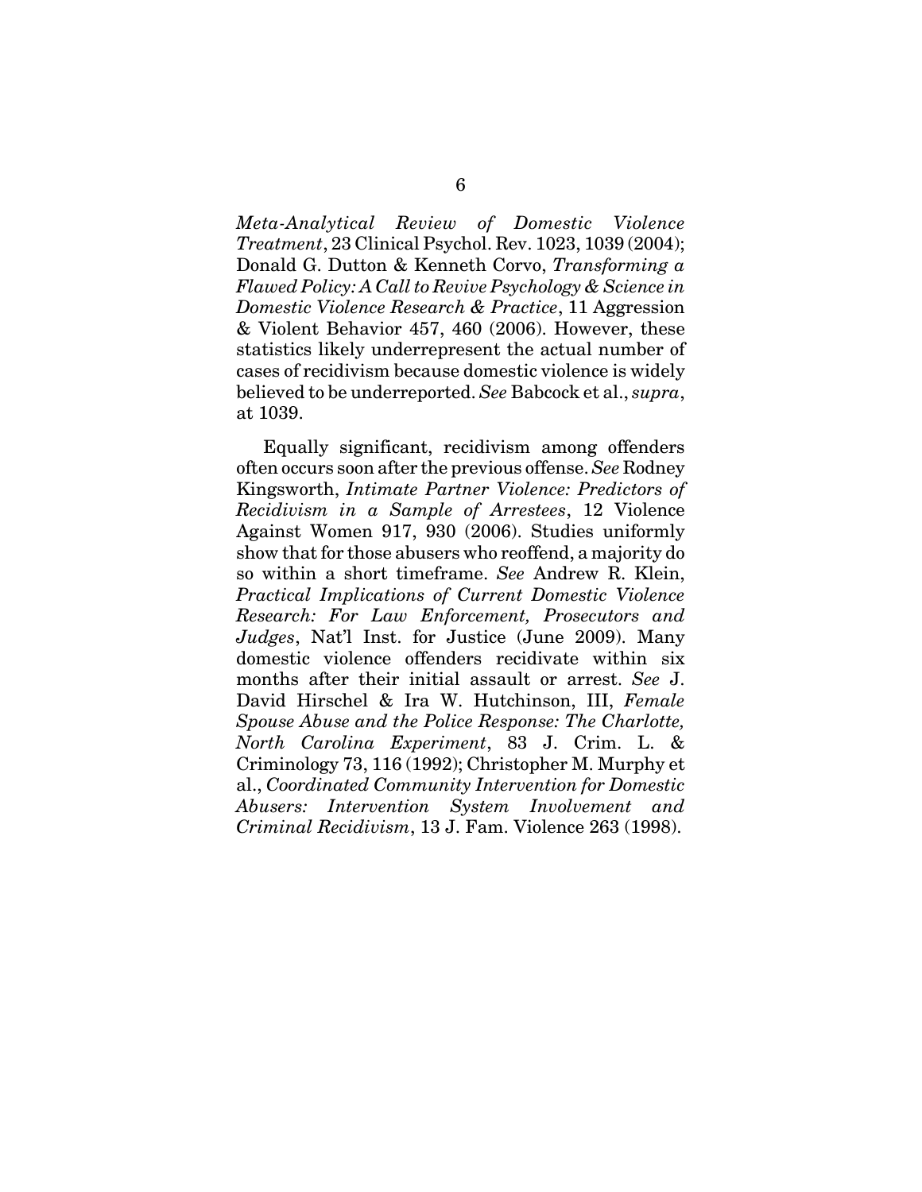*Meta-Analytical Review of Domestic Violence Treatment*, 23 Clinical Psychol. Rev. 1023, 1039 (2004); Donald G. Dutton & Kenneth Corvo, *Transforming a Flawed Policy: A Call to Revive Psychology & Science in Domestic Violence Research & Practice*, 11 Aggression & Violent Behavior 457, 460 (2006). However, these statistics likely underrepresent the actual number of cases of recidivism because domestic violence is widely believed to be underreported. *See* Babcock et al., *supra*, at 1039.

Equally significant, recidivism among offenders often occurs soon after the previous offense. *See* Rodney Kingsworth, *Intimate Partner Violence: Predictors of Recidivism in a Sample of Arrestees*, 12 Violence Against Women 917, 930 (2006). Studies uniformly show that for those abusers who reoffend, a majority do so within a short timeframe. *See* Andrew R. Klein, *Practical Implications of Current Domestic Violence Research: For Law Enforcement, Prosecutors and Judges*, Nat'l Inst. for Justice (June 2009). Many domestic violence offenders recidivate within six months after their initial assault or arrest. *See* J. David Hirschel & Ira W. Hutchinson, III, *Female Spouse Abuse and the Police Response: The Charlotte, North Carolina Experiment*, 83 J. Crim. L. & Criminology 73, 116 (1992); Christopher M. Murphy et al., *Coordinated Community Intervention for Domestic Abusers: Intervention System Involvement and Criminal Recidivism*, 13 J. Fam. Violence 263 (1998).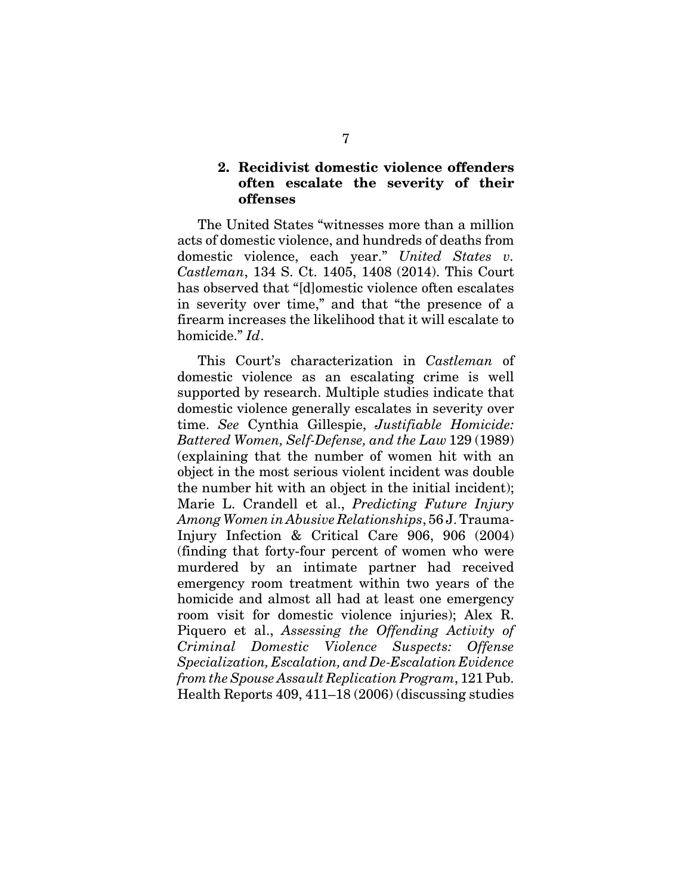### 2. Recidivist domestic violence offenders often escalate the severity of their offenses

The United States "witnesses more than a million acts of domestic violence, and hundreds of deaths from domestic violence, each year." *United States v. Castleman*, 134 S. Ct. 1405, 1408 (2014). This Court has observed that "[d]omestic violence often escalates in severity over time," and that "the presence of a firearm increases the likelihood that it will escalate to homicide." *Id*.

This Court's characterization in *Castleman* of domestic violence as an escalating crime is well supported by research. Multiple studies indicate that domestic violence generally escalates in severity over time. *See* Cynthia Gillespie, *Justifiable Homicide: Battered Women, Self-Defense, and the Law* 129 (1989) (explaining that the number of women hit with an object in the most serious violent incident was double the number hit with an object in the initial incident); Marie L. Crandell et al., *Predicting Future Injury Among Women in Abusive Relationships*, 56 J. Trauma-Injury Infection & Critical Care 906, 906 (2004) (finding that forty-four percent of women who were murdered by an intimate partner had received emergency room treatment within two years of the homicide and almost all had at least one emergency room visit for domestic violence injuries); Alex R. Piquero et al., *Assessing the Offending Activity of Criminal Domestic Violence Suspects: Offense Specialization, Escalation, and De-Escalation Evidence from the Spouse Assault Replication Program*, 121 Pub. Health Reports 409, 411–18 (2006) (discussing studies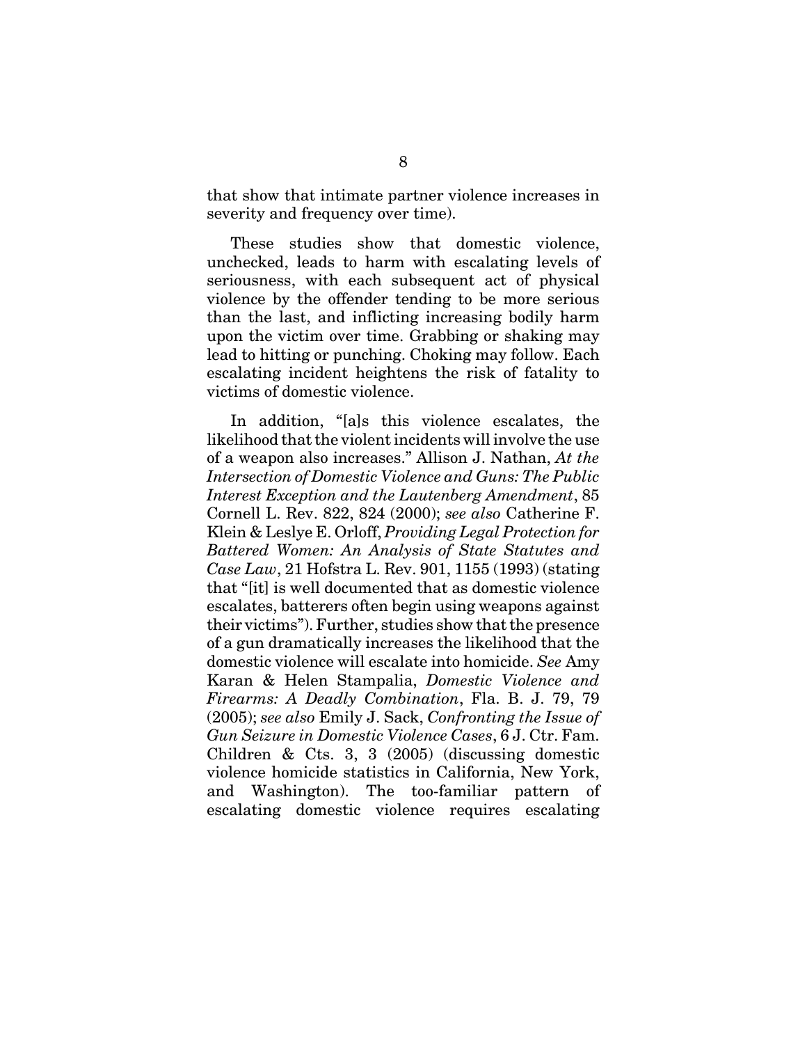that show that intimate partner violence increases in severity and frequency over time).

These studies show that domestic violence, unchecked, leads to harm with escalating levels of seriousness, with each subsequent act of physical violence by the offender tending to be more serious than the last, and inflicting increasing bodily harm upon the victim over time. Grabbing or shaking may lead to hitting or punching. Choking may follow. Each escalating incident heightens the risk of fatality to victims of domestic violence.

In addition, "[a]s this violence escalates, the likelihood that the violent incidents will involve the use of a weapon also increases." Allison J. Nathan, *At the Intersection of Domestic Violence and Guns: The Public Interest Exception and the Lautenberg Amendment*, 85 Cornell L. Rev. 822, 824 (2000); *see also* Catherine F. Klein & Leslye E. Orloff, *Providing Legal Protection for Battered Women: An Analysis of State Statutes and Case Law*, 21 Hofstra L. Rev. 901, 1155 (1993) (stating that "[it] is well documented that as domestic violence escalates, batterers often begin using weapons against their victims"). Further, studies show that the presence of a gun dramatically increases the likelihood that the domestic violence will escalate into homicide. *See* Amy Karan & Helen Stampalia, *Domestic Violence and Firearms: A Deadly Combination*, Fla. B. J. 79, 79 (2005); *see also* Emily J. Sack, *Confronting the Issue of Gun Seizure in Domestic Violence Cases*, 6 J. Ctr. Fam. Children & Cts. 3, 3 (2005) (discussing domestic violence homicide statistics in California, New York, and Washington). The too-familiar pattern of escalating domestic violence requires escalating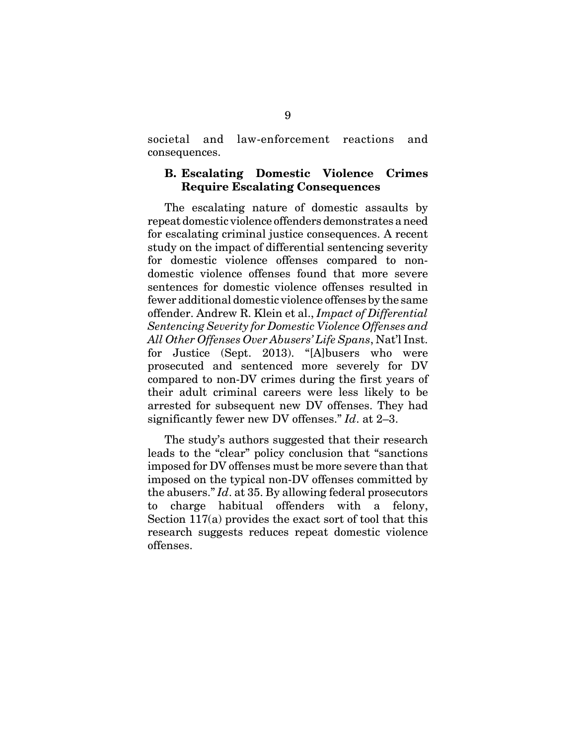societal and law-enforcement reactions and consequences.

### B. Escalating Domestic Violence Crimes Require Escalating Consequences

The escalating nature of domestic assaults by repeat domestic violence offenders demonstrates a need for escalating criminal justice consequences. A recent study on the impact of differential sentencing severity for domestic violence offenses compared to non-domestic violence offenses found that more severe sentences for domestic violence offenses resulted in fewer additional domestic violence offenses by the same offender. Andrew R. Klein et al., *Impact of Differential Sentencing Severity for Domestic Violence Offenses and All Other Offenses Over Abusers' Life Spans*, Nat'l Inst. for Justice (Sept. 2013). "[A]busers who were prosecuted and sentenced more severely for DV compared to non-DV crimes during the first years of their adult criminal careers were less likely to be arrested for subsequent new DV offenses. They had significantly fewer new DV offenses." *Id*. at 2–3.

The study's authors suggested that their research leads to the "clear" policy conclusion that "sanctions imposed for DV offenses must be more severe than that imposed on the typical non-DV offenses committed by the abusers." *Id*. at 35. By allowing federal prosecutors to charge habitual offenders with a felony, Section 117(a) provides the exact sort of tool that this research suggests reduces repeat domestic violence offenses.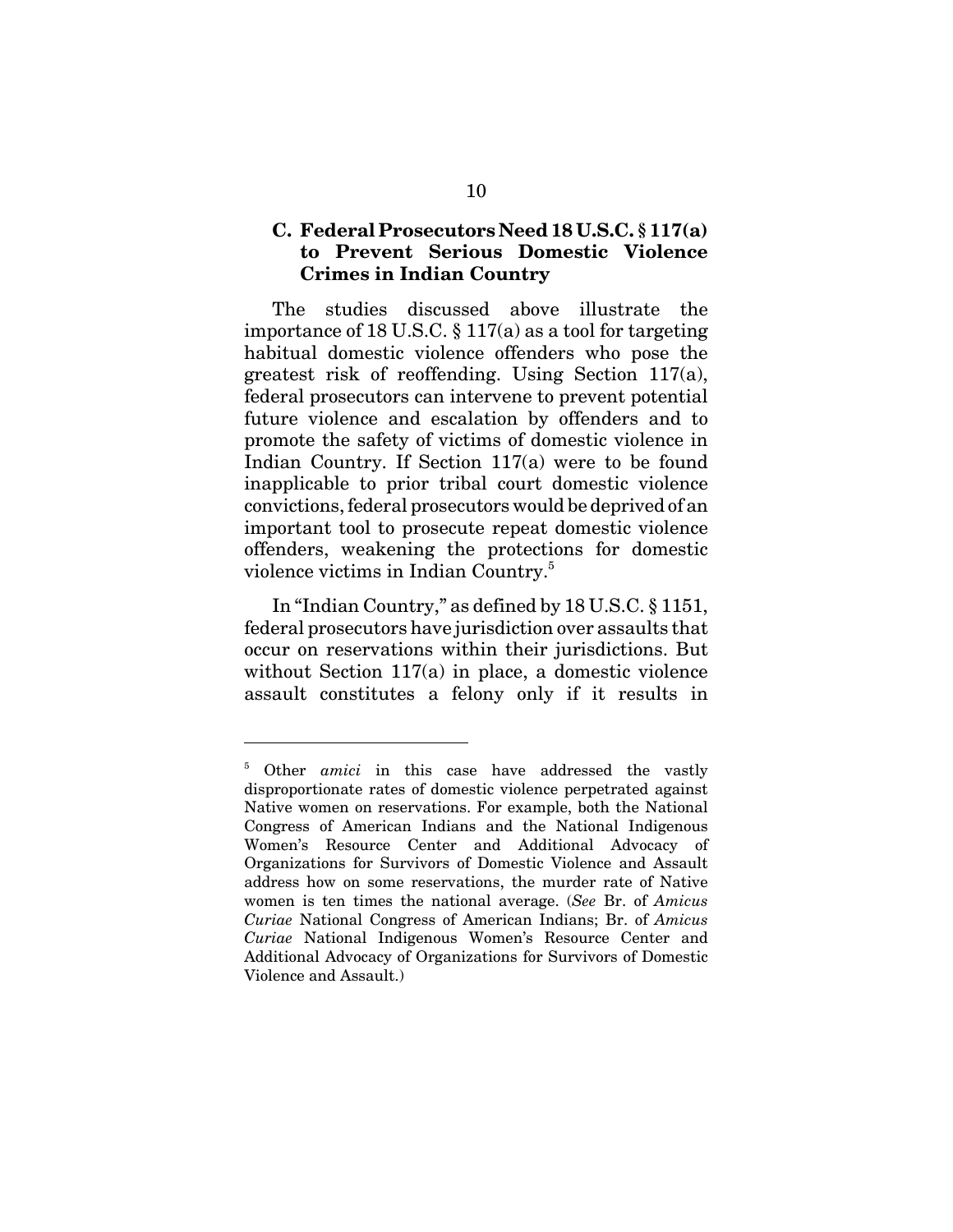### C. Federal Prosecutors Need 18 U.S.C. § 117(a) to Prevent Serious Domestic Violence Crimes in Indian Country

The studies discussed above illustrate the importance of 18 U.S.C. § 117(a) as a tool for targeting habitual domestic violence offenders who pose the greatest risk of reoffending. Using Section 117(a), federal prosecutors can intervene to prevent potential future violence and escalation by offenders and to promote the safety of victims of domestic violence in Indian Country. If Section 117(a) were to be found inapplicable to prior tribal court domestic violence convictions, federal prosecutors would be deprived of an important tool to prosecute repeat domestic violence offenders, weakening the protections for domestic violence victims in Indian Country.[5]

In "Indian Country," as defined by 18 U.S.C. § 1151, federal prosecutors have jurisdiction over assaults that occur on reservations within their jurisdictions. But without Section 117(a) in place, a domestic violence assault constitutes a felony only if it results in

---

[5] Other *amici* in this case have addressed the vastly disproportionate rates of domestic violence perpetrated against Native women on reservations. For example, both the National Congress of American Indians and the National Indigenous Women's Resource Center and Additional Advocacy of Organizations for Survivors of Domestic Violence and Assault address how on some reservations, the murder rate of Native women is ten times the national average. (*See* Br. of *Amicus Curiae* National Congress of American Indians; Br. of *Amicus Curiae* National Indigenous Women's Resource Center and Additional Advocacy of Organizations for Survivors of Domestic Violence and Assault.)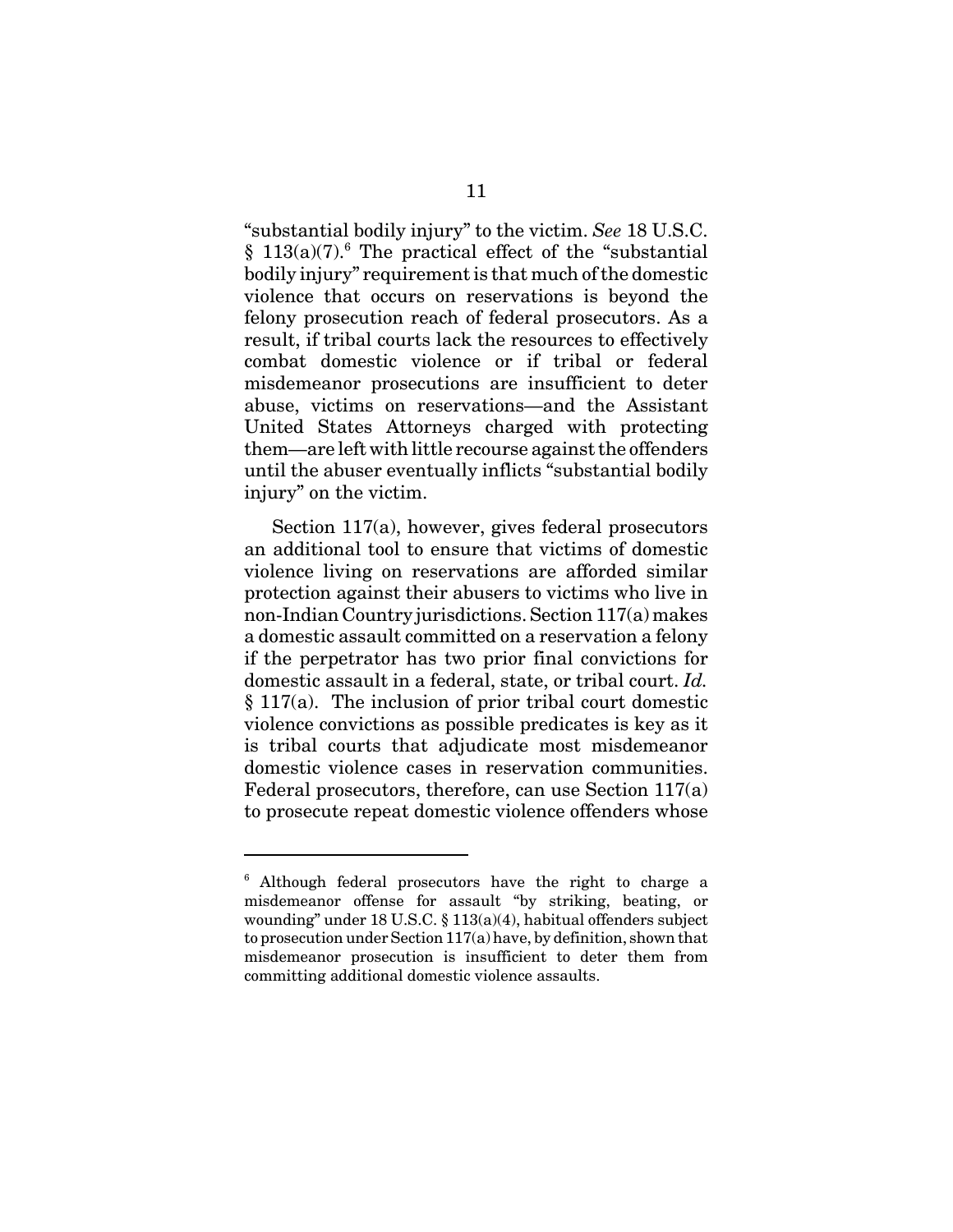"substantial bodily injury" to the victim. *See* 18 U.S.C. § 113(a)(7).[6] The practical effect of the "substantial bodily injury" requirement is that much of the domestic violence that occurs on reservations is beyond the felony prosecution reach of federal prosecutors. As a result, if tribal courts lack the resources to effectively combat domestic violence or if tribal or federal misdemeanor prosecutions are insufficient to deter abuse, victims on reservations—and the Assistant United States Attorneys charged with protecting them—are left with little recourse against the offenders until the abuser eventually inflicts "substantial bodily injury" on the victim.

Section 117(a), however, gives federal prosecutors an additional tool to ensure that victims of domestic violence living on reservations are afforded similar protection against their abusers to victims who live in non-Indian Country jurisdictions. Section 117(a) makes a domestic assault committed on a reservation a felony if the perpetrator has two prior final convictions for domestic assault in a federal, state, or tribal court. *Id.* § 117(a). The inclusion of prior tribal court domestic violence convictions as possible predicates is key as it is tribal courts that adjudicate most misdemeanor domestic violence cases in reservation communities. Federal prosecutors, therefore, can use Section 117(a) to prosecute repeat domestic violence offenders whose

---

[6] Although federal prosecutors have the right to charge a misdemeanor offense for assault "by striking, beating, or wounding" under 18 U.S.C. § 113(a)(4), habitual offenders subject to prosecution under Section 117(a) have, by definition, shown that misdemeanor prosecution is insufficient to deter them from committing additional domestic violence assaults.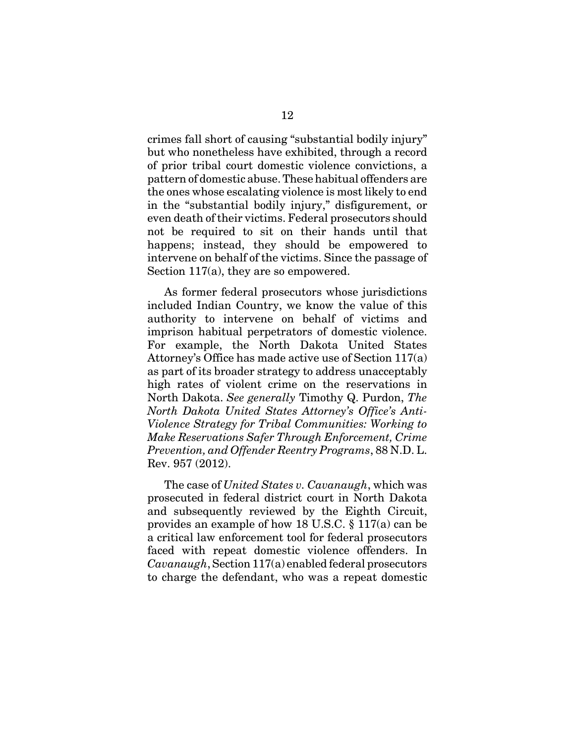crimes fall short of causing "substantial bodily injury" but who nonetheless have exhibited, through a record of prior tribal court domestic violence convictions, a pattern of domestic abuse. These habitual offenders are the ones whose escalating violence is most likely to end in the "substantial bodily injury," disfigurement, or even death of their victims. Federal prosecutors should not be required to sit on their hands until that happens; instead, they should be empowered to intervene on behalf of the victims. Since the passage of Section 117(a), they are so empowered.

As former federal prosecutors whose jurisdictions included Indian Country, we know the value of this authority to intervene on behalf of victims and imprison habitual perpetrators of domestic violence. For example, the North Dakota United States Attorney's Office has made active use of Section 117(a) as part of its broader strategy to address unacceptably high rates of violent crime on the reservations in North Dakota. *See generally* Timothy Q. Purdon, *The North Dakota United States Attorney's Office's Anti-Violence Strategy for Tribal Communities: Working to Make Reservations Safer Through Enforcement, Crime Prevention, and Offender Reentry Programs*, 88 N.D. L. Rev. 957 (2012).

The case of *United States v. Cavanaugh*, which was prosecuted in federal district court in North Dakota and subsequently reviewed by the Eighth Circuit, provides an example of how 18 U.S.C. § 117(a) can be a critical law enforcement tool for federal prosecutors faced with repeat domestic violence offenders. In *Cavanaugh*, Section 117(a) enabled federal prosecutors to charge the defendant, who was a repeat domestic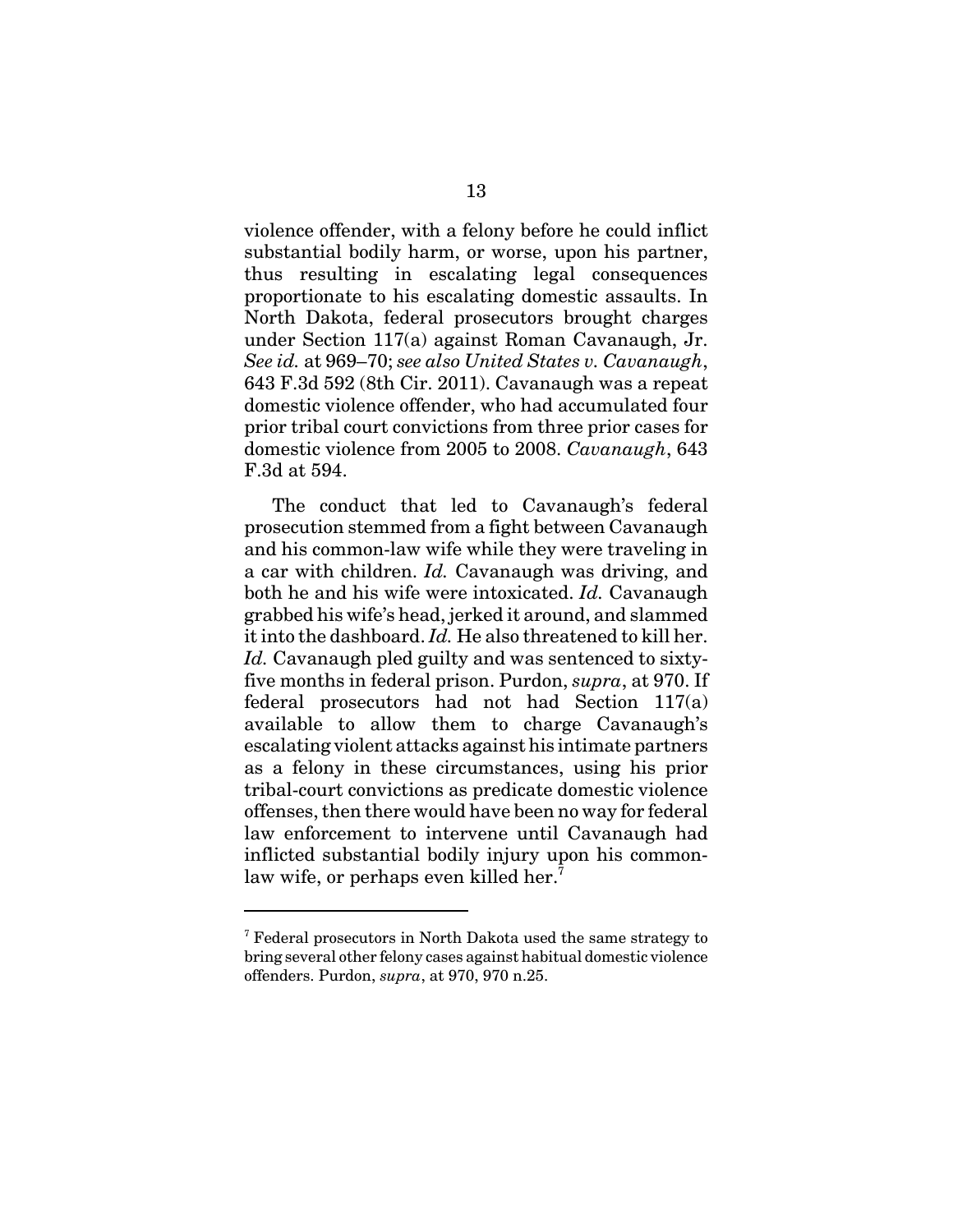violence offender, with a felony before he could inflict substantial bodily harm, or worse, upon his partner, thus resulting in escalating legal consequences proportionate to his escalating domestic assaults. In North Dakota, federal prosecutors brought charges under Section 117(a) against Roman Cavanaugh, Jr. *See id.* at 969–70; *see also United States v. Cavanaugh*, 643 F.3d 592 (8th Cir. 2011). Cavanaugh was a repeat domestic violence offender, who had accumulated four prior tribal court convictions from three prior cases for domestic violence from 2005 to 2008. *Cavanaugh*, 643 F.3d at 594.

The conduct that led to Cavanaugh's federal prosecution stemmed from a fight between Cavanaugh and his common-law wife while they were traveling in a car with children. *Id.* Cavanaugh was driving, and both he and his wife were intoxicated. *Id.* Cavanaugh grabbed his wife's head, jerked it around, and slammed it into the dashboard. *Id.* He also threatened to kill her. *Id.* Cavanaugh pled guilty and was sentenced to sixty-five months in federal prison. Purdon, *supra*, at 970. If federal prosecutors had not had Section 117(a) available to allow them to charge Cavanaugh's escalating violent attacks against his intimate partners as a felony in these circumstances, using his prior tribal-court convictions as predicate domestic violence offenses, then there would have been no way for federal law enforcement to intervene until Cavanaugh had inflicted substantial bodily injury upon his common-law wife, or perhaps even killed her.[7]

---

[7] Federal prosecutors in North Dakota used the same strategy to bring several other felony cases against habitual domestic violence offenders. Purdon, *supra*, at 970, 970 n.25.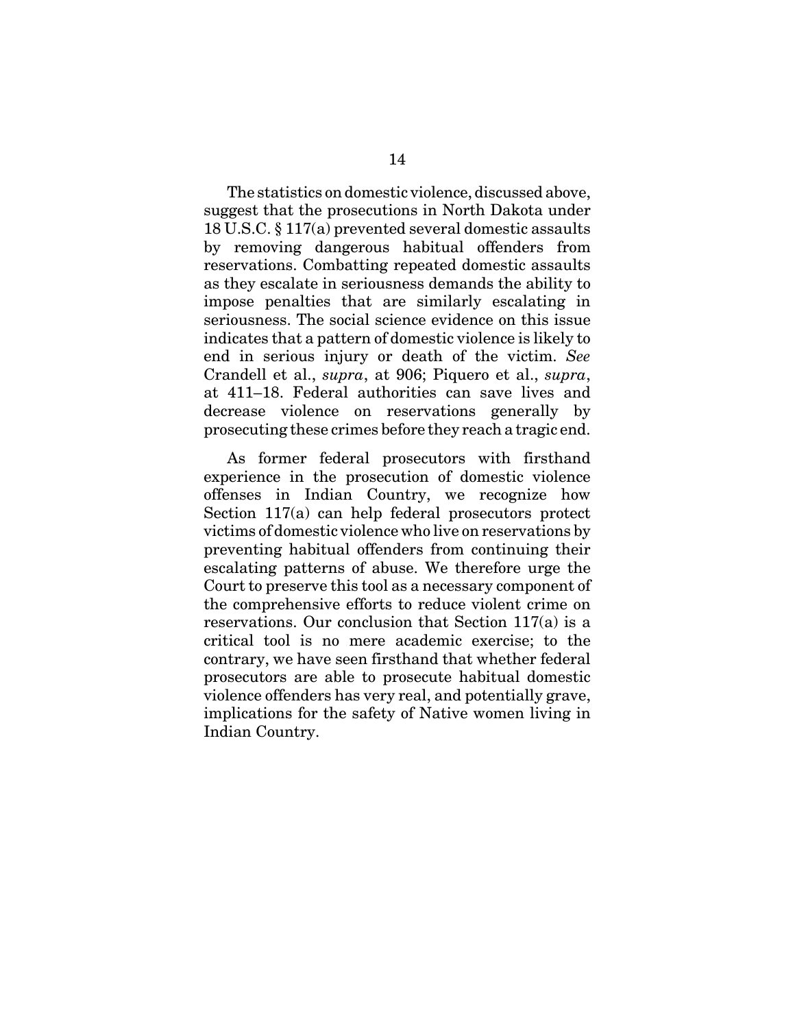The statistics on domestic violence, discussed above, suggest that the prosecutions in North Dakota under 18 U.S.C. § 117(a) prevented several domestic assaults by removing dangerous habitual offenders from reservations. Combatting repeated domestic assaults as they escalate in seriousness demands the ability to impose penalties that are similarly escalating in seriousness. The social science evidence on this issue indicates that a pattern of domestic violence is likely to end in serious injury or death of the victim. *See* Crandell et al., *supra*, at 906; Piquero et al., *supra*, at 411–18. Federal authorities can save lives and decrease violence on reservations generally by prosecuting these crimes before they reach a tragic end.

As former federal prosecutors with firsthand experience in the prosecution of domestic violence offenses in Indian Country, we recognize how Section 117(a) can help federal prosecutors protect victims of domestic violence who live on reservations by preventing habitual offenders from continuing their escalating patterns of abuse. We therefore urge the Court to preserve this tool as a necessary component of the comprehensive efforts to reduce violent crime on reservations. Our conclusion that Section 117(a) is a critical tool is no mere academic exercise; to the contrary, we have seen firsthand that whether federal prosecutors are able to prosecute habitual domestic violence offenders has very real, and potentially grave, implications for the safety of Native women living in Indian Country.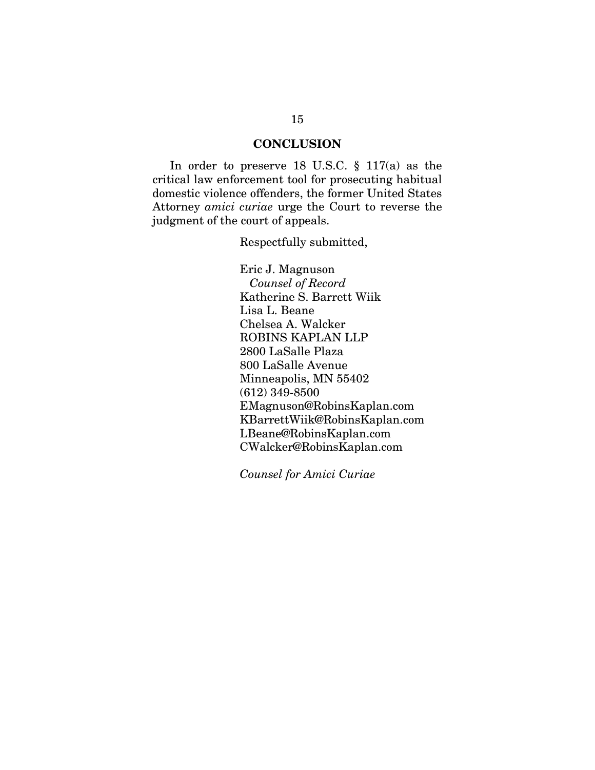## CONCLUSION

In order to preserve 18 U.S.C. § 117(a) as the critical law enforcement tool for prosecuting habitual domestic violence offenders, the former United States Attorney *amici curiae* urge the Court to reverse the judgment of the court of appeals.

Respectfully submitted,

Eric J. Magnuson  
*Counsel of Record*  
Katherine S. Barrett Wiik  
Lisa L. Beane  
Chelsea A. Walcker  
ROBINS KAPLAN LLP  
2800 LaSalle Plaza  
800 LaSalle Avenue  
Minneapolis, MN 55402  
(612) 349-8500  
EMagnuson@RobinsKaplan.com  
KBarrettWiik@RobinsKaplan.com  
LBeane@RobinsKaplan.com  
CWalcker@RobinsKaplan.com

*Counsel for Amici Curiae*